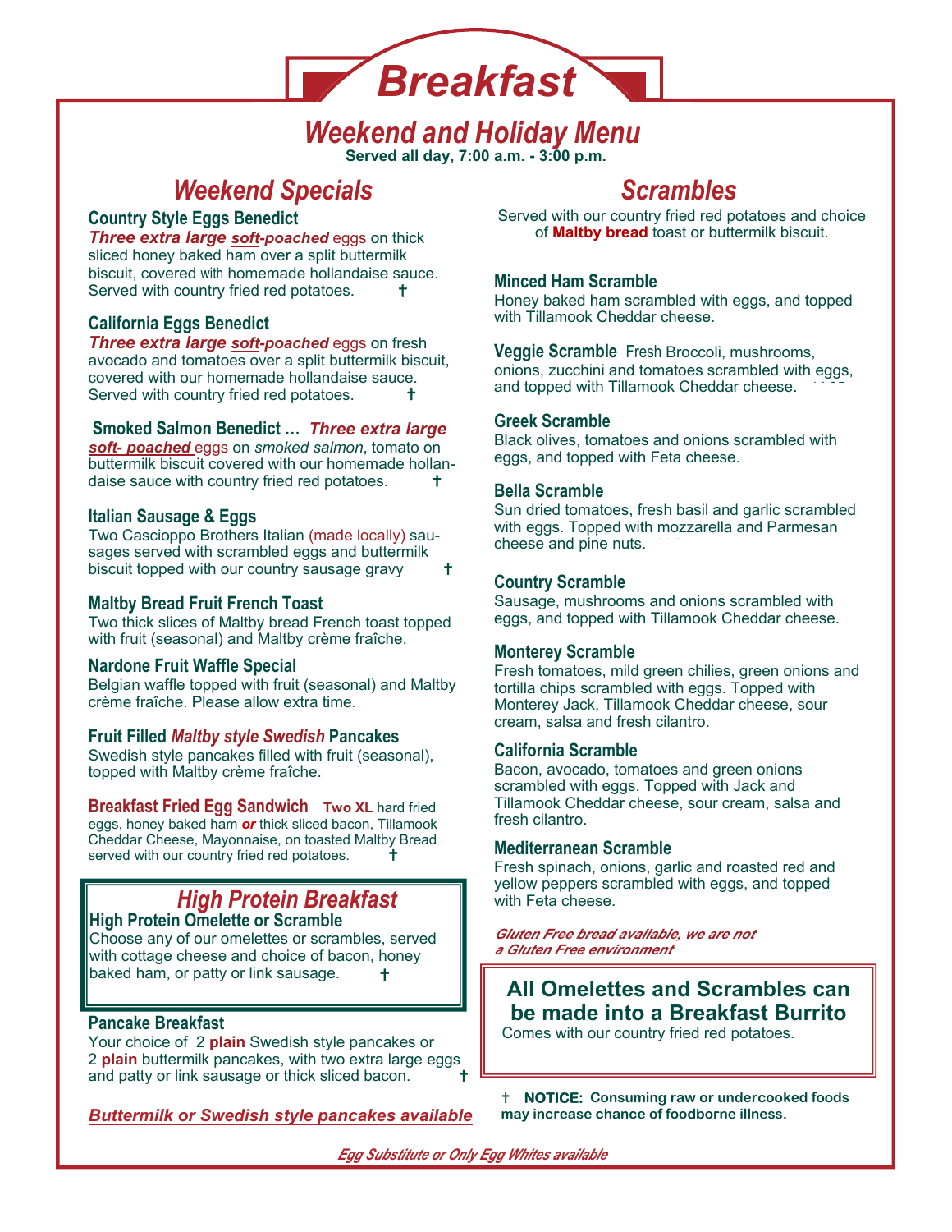# Breakfast

## Weekend and Holiday Menu

**Served all day, 7:00 a.m. - 3:00 p.m.**

## Weekend Specials

### Country Style Eggs Benedict

***Three extra large soft-poached*** eggs on thick sliced honey baked ham over a split buttermilk biscuit, covered with homemade hollandaise sauce. Served with country fried red potatoes. †

### California Eggs Benedict

***Three extra large soft-poached*** eggs on fresh avocado and tomatoes over a split buttermilk biscuit, covered with our homemade hollandaise sauce. Served with country fried red potatoes. †

### Smoked Salmon Benedict … *Three extra large*

***soft- poached*** eggs on *smoked salmon*, tomato on buttermilk biscuit covered with our homemade hollandaise sauce with country fried red potatoes. †

### Italian Sausage & Eggs

Two Cascioppo Brothers Italian (made locally) sausages served with scrambled eggs and buttermilk biscuit topped with our country sausage gravy †

### Maltby Bread Fruit French Toast

Two thick slices of Maltby bread French toast topped with fruit (seasonal) and Maltby crème fraîche.

### Nardone Fruit Waffle Special

Belgian waffle topped with fruit (seasonal) and Maltby crème fraîche. Please allow extra time.

### Fruit Filled *Maltby style Swedish* Pancakes

Swedish style pancakes filled with fruit (seasonal), topped with Maltby crème fraîche.

### Breakfast Fried Egg Sandwich

**Two XL** hard fried eggs, honey baked ham ***or*** thick sliced bacon, Tillamook Cheddar Cheese, Mayonnaise, on toasted Maltby Bread served with our country fried red potatoes. †

## High Protein Breakfast

### High Protein Omelette or Scramble

Choose any of our omelettes or scrambles, served with cottage cheese and choice of bacon, honey baked ham, or patty or link sausage. †

### Pancake Breakfast

Your choice of 2 **plain** Swedish style pancakes or 2 **plain** buttermilk pancakes, with two extra large eggs and patty or link sausage or thick sliced bacon. †

***Buttermilk or Swedish style pancakes available***

## Scrambles

Served with our country fried red potatoes and choice of **Maltby bread** toast or buttermilk biscuit.

### Minced Ham Scramble

Honey baked ham scrambled with eggs, and topped with Tillamook Cheddar cheese.

### Veggie Scramble

Fresh Broccoli, mushrooms, onions, zucchini and tomatoes scrambled with eggs, and topped with Tillamook Cheddar cheese.

### Greek Scramble

Black olives, tomatoes and onions scrambled with eggs, and topped with Feta cheese.

### Bella Scramble

Sun dried tomatoes, fresh basil and garlic scrambled with eggs. Topped with mozzarella and Parmesan cheese and pine nuts.

### Country Scramble

Sausage, mushrooms and onions scrambled with eggs, and topped with Tillamook Cheddar cheese.

### Monterey Scramble

Fresh tomatoes, mild green chilies, green onions and tortilla chips scrambled with eggs. Topped with Monterey Jack, Tillamook Cheddar cheese, sour cream, salsa and fresh cilantro.

### California Scramble

Bacon, avocado, tomatoes and green onions scrambled with eggs. Topped with Jack and Tillamook Cheddar cheese, sour cream, salsa and fresh cilantro.

### Mediterranean Scramble

Fresh spinach, onions, garlic and roasted red and yellow peppers scrambled with eggs, and topped with Feta cheese.

***Gluten Free bread available, we are not a Gluten Free environment***

**All Omelettes and Scrambles can be made into a Breakfast Burrito**

Comes with our country fried red potatoes.

† **NOTICE: Consuming raw or undercooked foods may increase chance of foodborne illness.**

***Egg Substitute or Only Egg Whites available***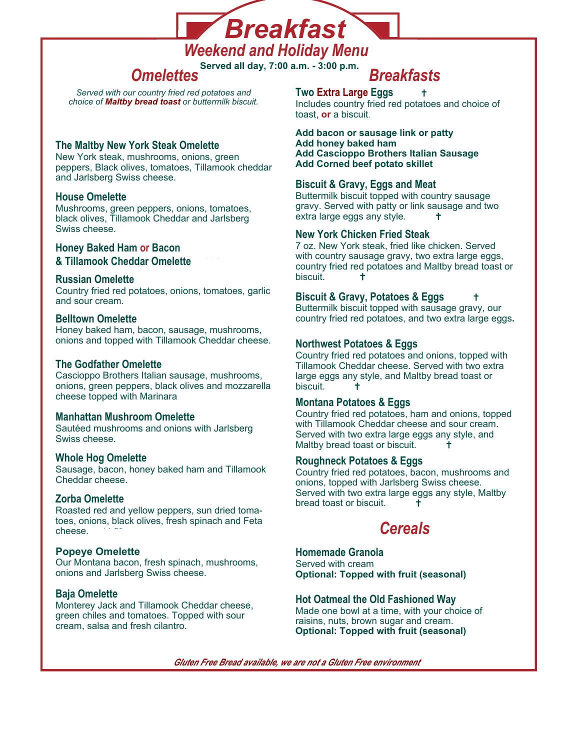# Breakfast

## Weekend and Holiday Menu

**Served all day, 7:00 a.m. - 3:00 p.m.**

## Omelettes

*Served with our country fried red potatoes and choice of **Maltby bread toast** or buttermilk biscuit.*

### The Maltby New York Steak Omelette
New York steak, mushrooms, onions, green peppers, Black olives, tomatoes, Tillamook cheddar and Jarlsberg Swiss cheese.

### House Omelette
Mushrooms, green peppers, onions, tomatoes, black olives, Tillamook Cheddar and Jarlsberg Swiss cheese.

### Honey Baked Ham or Bacon & Tillamook Cheddar Omelette

### Russian Omelette
Country fried red potatoes, onions, tomatoes, garlic and sour cream.

### Belltown Omelette
Honey baked ham, bacon, sausage, mushrooms, onions and topped with Tillamook Cheddar cheese.

### The Godfather Omelette
Cascioppo Brothers Italian sausage, mushrooms, onions, green peppers, black olives and mozzarella cheese topped with Marinara

### Manhattan Mushroom Omelette
Sautéed mushrooms and onions with Jarlsberg Swiss cheese.

### Whole Hog Omelette
Sausage, bacon, honey baked ham and Tillamook Cheddar cheese.

### Zorba Omelette
Roasted red and yellow peppers, sun dried tomatoes, onions, black olives, fresh spinach and Feta cheese.

### Popeye Omelette
Our Montana bacon, fresh spinach, mushrooms, onions and Jarlsberg Swiss cheese.

### Baja Omelette
Monterey Jack and Tillamook Cheddar cheese, green chiles and tomatoes. Topped with sour cream, salsa and fresh cilantro.

## Breakfasts

### Two Extra Large Eggs †
Includes country fried red potatoes and choice of toast, **or** a biscuit.

**Add bacon or sausage link or patty**
**Add honey baked ham**
**Add Cascioppo Brothers Italian Sausage**
**Add Corned beef potato skillet**

### Biscuit & Gravy, Eggs and Meat
Buttermilk biscuit topped with country sausage gravy. Served with patty or link sausage and two extra large eggs any style. †

### New York Chicken Fried Steak
7 oz. New York steak, fried like chicken. Served with country sausage gravy, two extra large eggs, country fried red potatoes and Maltby bread toast or biscuit. †

### Biscuit & Gravy, Potatoes & Eggs †
Buttermilk biscuit topped with sausage gravy, our country fried red potatoes, and two extra large eggs.

### Northwest Potatoes & Eggs
Country fried red potatoes and onions, topped with Tillamook Cheddar cheese. Served with two extra large eggs any style, and Maltby bread toast or biscuit. †

### Montana Potatoes & Eggs
Country fried red potatoes, ham and onions, topped with Tillamook Cheddar cheese and sour cream. Served with two extra large eggs any style, and Maltby bread toast or biscuit. †

### Roughneck Potatoes & Eggs
Country fried red potatoes, bacon, mushrooms and onions, topped with Jarlsberg Swiss cheese. Served with two extra large eggs any style, Maltby bread toast or biscuit. †

## Cereals

### Homemade Granola
Served with cream
**Optional: Topped with fruit (seasonal)**

### Hot Oatmeal the Old Fashioned Way
Made one bowl at a time, with your choice of raisins, nuts, brown sugar and cream.
**Optional: Topped with fruit (seasonal)**

***Gluten Free Bread available, we are not a Gluten Free environment***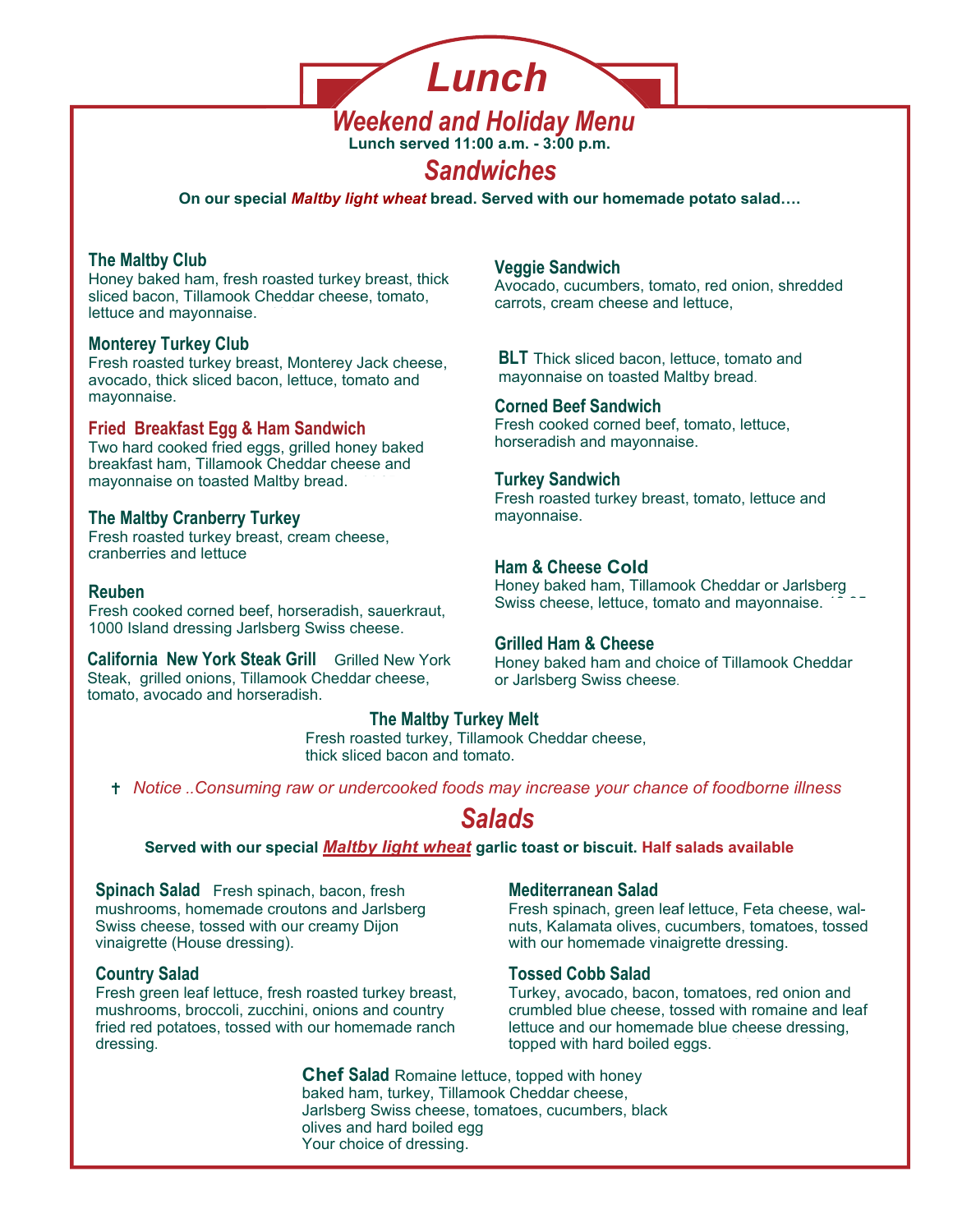# Lunch

## Weekend and Holiday Menu

**Lunch served 11:00 a.m. - 3:00 p.m.**

## Sandwiches

**On our special *Maltby light wheat* bread. Served with our homemade potato salad….**

**The Maltby Club**
Honey baked ham, fresh roasted turkey breast, thick sliced bacon, Tillamook Cheddar cheese, tomato, lettuce and mayonnaise.

**Monterey Turkey Club**
Fresh roasted turkey breast, Monterey Jack cheese, avocado, thick sliced bacon, lettuce, tomato and mayonnaise.

**Fried Breakfast Egg & Ham Sandwich**
Two hard cooked fried eggs, grilled honey baked breakfast ham, Tillamook Cheddar cheese and mayonnaise on toasted Maltby bread.

**The Maltby Cranberry Turkey**
Fresh roasted turkey breast, cream cheese, cranberries and lettuce

**Reuben**
Fresh cooked corned beef, horseradish, sauerkraut, 1000 Island dressing Jarlsberg Swiss cheese.

**California New York Steak Grill** Grilled New York Steak, grilled onions, Tillamook Cheddar cheese, tomato, avocado and horseradish.

**Veggie Sandwich**
Avocado, cucumbers, tomato, red onion, shredded carrots, cream cheese and lettuce,

**BLT** Thick sliced bacon, lettuce, tomato and mayonnaise on toasted Maltby bread.

**Corned Beef Sandwich**
Fresh cooked corned beef, tomato, lettuce, horseradish and mayonnaise.

**Turkey Sandwich**
Fresh roasted turkey breast, tomato, lettuce and mayonnaise.

**Ham & Cheese Cold**
Honey baked ham, Tillamook Cheddar or Jarlsberg Swiss cheese, lettuce, tomato and mayonnaise.

**Grilled Ham & Cheese**
Honey baked ham and choice of Tillamook Cheddar or Jarlsberg Swiss cheese.

**The Maltby Turkey Melt**
Fresh roasted turkey, Tillamook Cheddar cheese, thick sliced bacon and tomato.

† *Notice ..Consuming raw or undercooked foods may increase your chance of foodborne illness*

## Salads

**Served with our special *Maltby light wheat* garlic toast or biscuit. Half salads available**

**Spinach Salad** Fresh spinach, bacon, fresh mushrooms, homemade croutons and Jarlsberg Swiss cheese, tossed with our creamy Dijon vinaigrette (House dressing).

**Country Salad**
Fresh green leaf lettuce, fresh roasted turkey breast, mushrooms, broccoli, zucchini, onions and country fried red potatoes, tossed with our homemade ranch dressing.

**Mediterranean Salad**
Fresh spinach, green leaf lettuce, Feta cheese, walnuts, Kalamata olives, cucumbers, tomatoes, tossed with our homemade vinaigrette dressing.

**Tossed Cobb Salad**
Turkey, avocado, bacon, tomatoes, red onion and crumbled blue cheese, tossed with romaine and leaf lettuce and our homemade blue cheese dressing, topped with hard boiled eggs.

**Chef Salad** Romaine lettuce, topped with honey baked ham, turkey, Tillamook Cheddar cheese, Jarlsberg Swiss cheese, tomatoes, cucumbers, black olives and hard boiled egg
Your choice of dressing.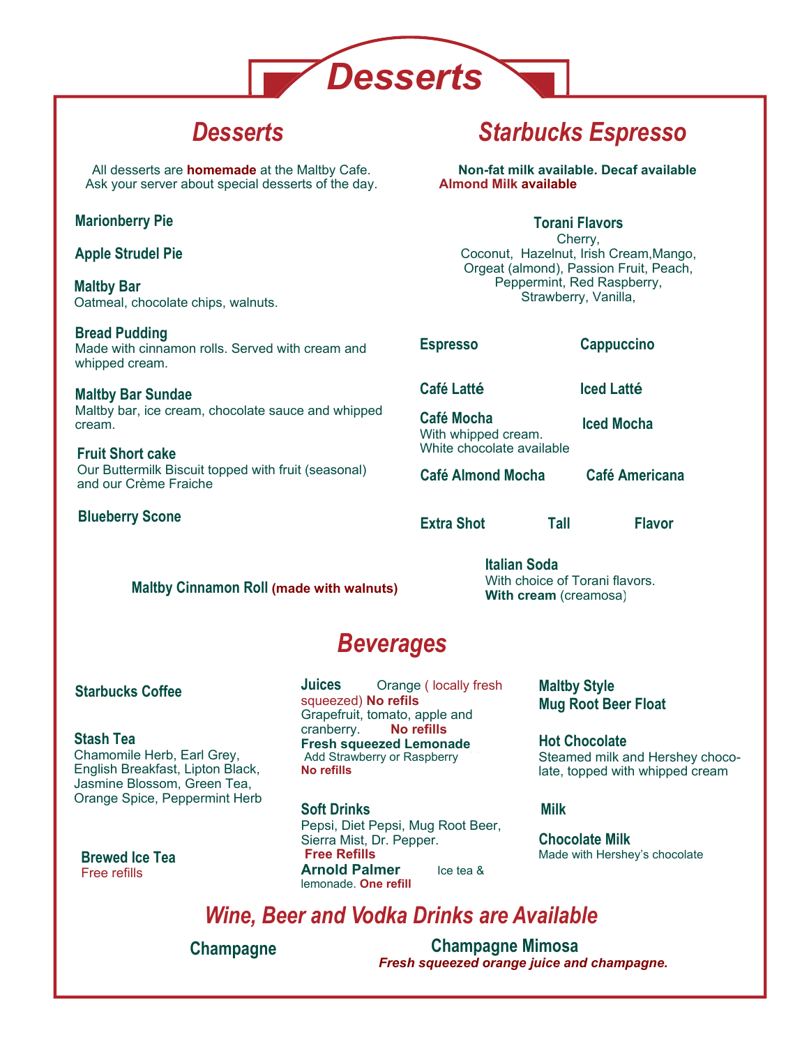# Desserts

## Desserts

All desserts are **homemade** at the Maltby Cafe.
Ask your server about special desserts of the day.

**Marionberry Pie**

**Apple Strudel Pie**

**Maltby Bar**
Oatmeal, chocolate chips, walnuts.

**Bread Pudding**
Made with cinnamon rolls. Served with cream and whipped cream.

**Maltby Bar Sundae**
Maltby bar, ice cream, chocolate sauce and whipped cream.

**Fruit Short cake**
Our Buttermilk Biscuit topped with fruit (seasonal) and our Crème Fraiche

**Blueberry Scone**

**Maltby Cinnamon Roll** **(made with walnuts)**

## Starbucks Espresso

**Non-fat milk available. Decaf available**
**Almond Milk available**

**Torani Flavors**
Cherry,
Coconut, Hazelnut, Irish Cream,Mango,
Orgeat (almond), Passion Fruit, Peach,
Peppermint, Red Raspberry,
Strawberry, Vanilla,

**Espresso**

**Cappuccino**

**Café Latté**

**Iced Latté**

**Café Mocha**
With whipped cream.
White chocolate available

**Iced Mocha**

**Café Almond Mocha**

**Café Americana**

**Extra Shot** **Tall** **Flavor**

**Italian Soda**
With choice of Torani flavors.
**With cream** (creamosa)

## Beverages

**Starbucks Coffee**

**Stash Tea**
Chamomile Herb, Earl Grey, English Breakfast, Lipton Black, Jasmine Blossom, Green Tea, Orange Spice, Peppermint Herb

**Brewed Ice Tea**
Free refills

**Juices** Orange ( locally fresh squeezed) **No refils**
Grapefruit, tomato, apple and cranberry. **No refills**
**Fresh squeezed Lemonade**
Add Strawberry or Raspberry
**No refills**

**Soft Drinks**
Pepsi, Diet Pepsi, Mug Root Beer, Sierra Mist, Dr. Pepper.
**Free Refills**
**Arnold Palmer** Ice tea & lemonade. **One refill**

**Maltby Style**
**Mug Root Beer Float**

**Hot Chocolate**
Steamed milk and Hershey chocolate, topped with whipped cream

**Milk**

**Chocolate Milk**
Made with Hershey's chocolate

## Wine, Beer and Vodka Drinks are Available

**Champagne**

**Champagne Mimosa**
***Fresh squeezed orange juice and champagne.***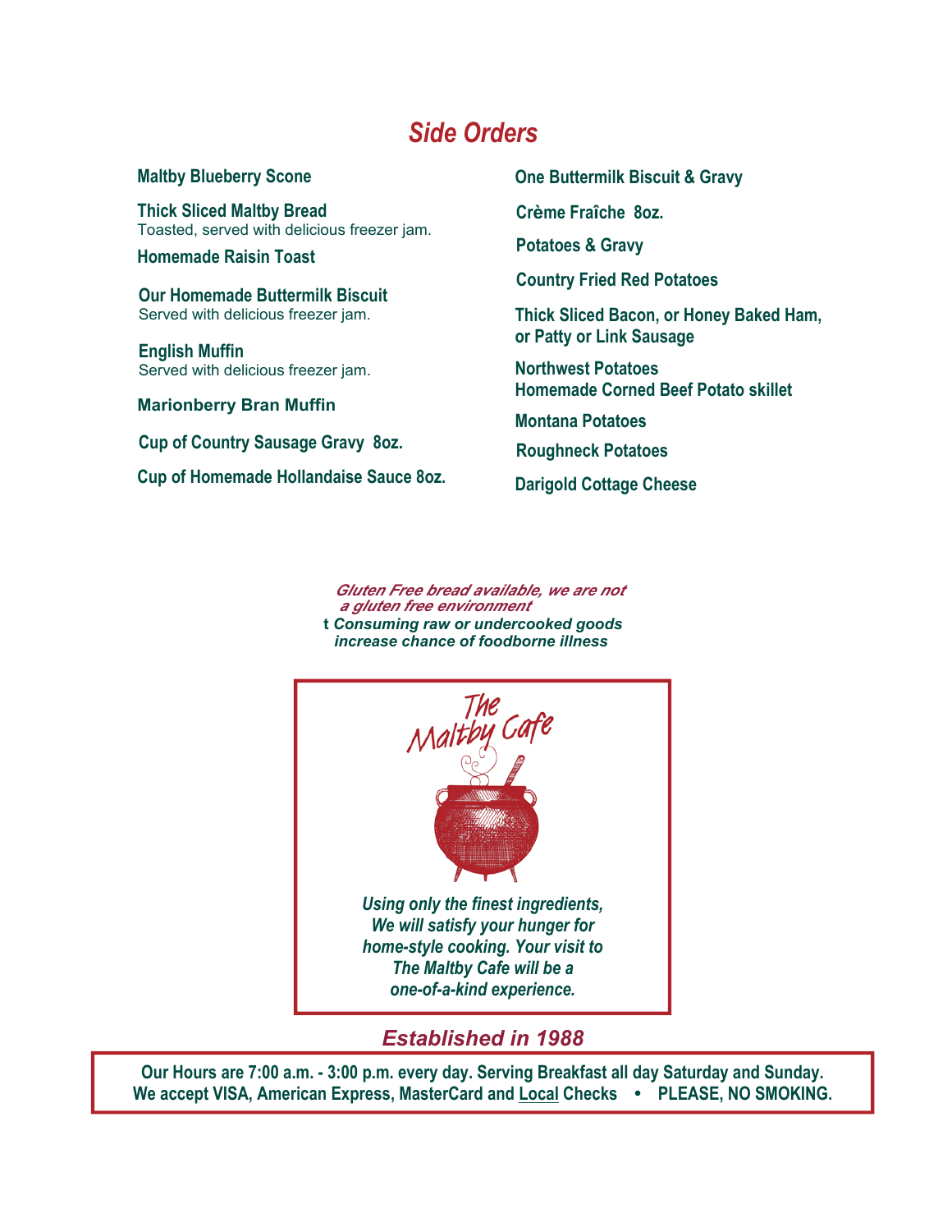## Side Orders

**Maltby Blueberry Scone**

**Thick Sliced Maltby Bread**
Toasted, served with delicious freezer jam.

**Homemade Raisin Toast**

**Our Homemade Buttermilk Biscuit**
Served with delicious freezer jam.

**English Muffin**
Served with delicious freezer jam.

**Marionberry Bran Muffin**

**Cup of Country Sausage Gravy 8oz.**

**Cup of Homemade Hollandaise Sauce 8oz.**

**One Buttermilk Biscuit & Gravy**

**Crème Fraîche 8oz.**

**Potatoes & Gravy**

**Country Fried Red Potatoes**

**Thick Sliced Bacon, or Honey Baked Ham, or Patty or Link Sausage**

**Northwest Potatoes**
**Homemade Corned Beef Potato skillet**

**Montana Potatoes**

**Roughneck Potatoes**

**Darigold Cottage Cheese**

*Gluten Free bread available, we are not a gluten free environment*
t *Consuming raw or undercooked goods increase chance of foodborne illness*

The Maltby Cafe

*Using only the finest ingredients, We will satisfy your hunger for home-style cooking. Your visit to The Maltby Cafe will be a one-of-a-kind experience.*

*Established in 1988*

**Our Hours are 7:00 a.m. - 3:00 p.m. every day. Serving Breakfast all day Saturday and Sunday.**
**We accept VISA, American Express, MasterCard and Local Checks • PLEASE, NO SMOKING.**